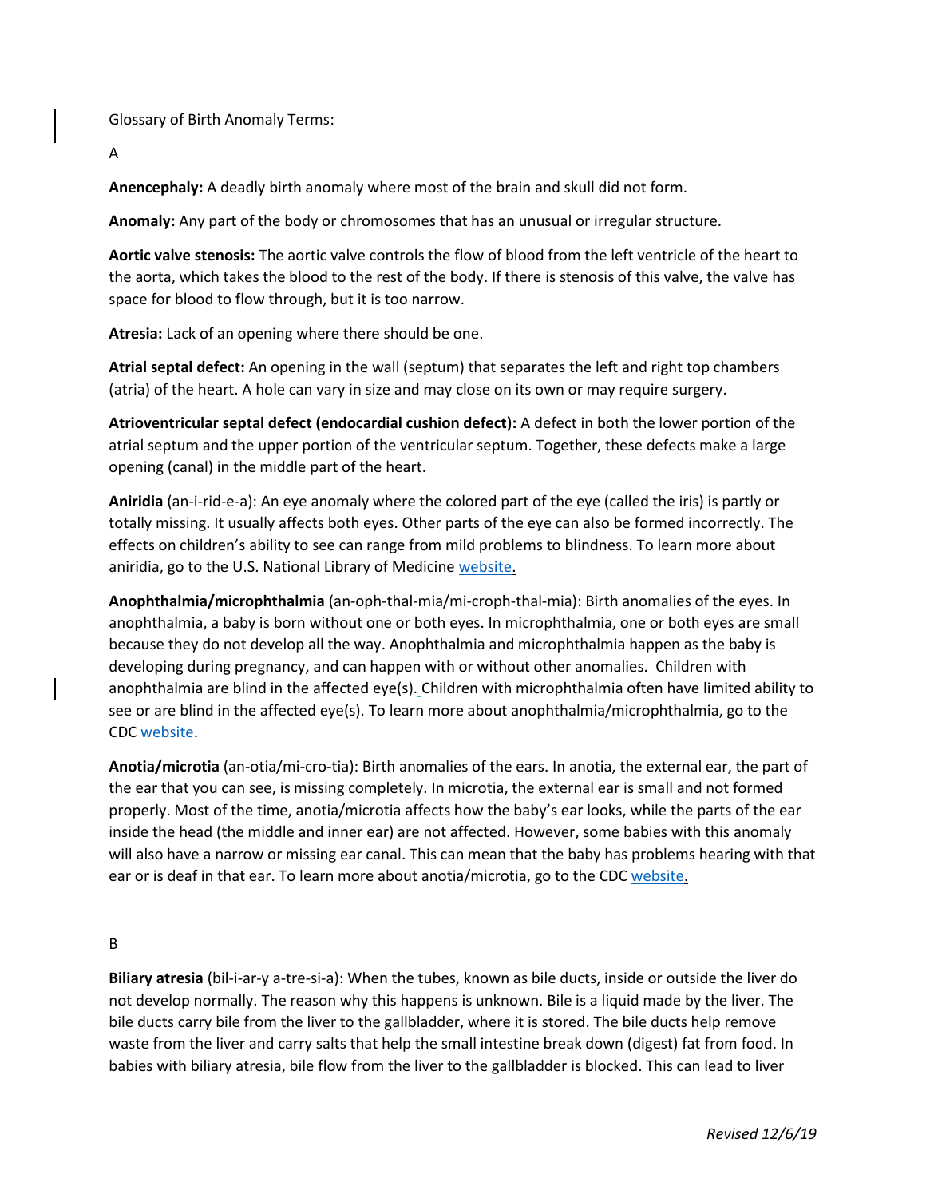Glossary of Birth Anomaly Terms:

A

**Anencephaly:** A deadly birth anomaly where most of the brain and skull did not form.

**Anomaly:** Any part of the body or chromosomes that has an unusual or irregular structure.

**Aortic valve stenosis:** The aortic valve controls the flow of blood from the left ventricle of the heart to the aorta, which takes the blood to the rest of the body. If there is stenosis of this valve, the valve has space for blood to flow through, but it is too narrow.

**Atresia:** Lack of an opening where there should be one.

**Atrial septal defect:** An opening in the wall (septum) that separates the left and right top chambers (atria) of the heart. A hole can vary in size and may close on its own or may require surgery.

**Atrioventricular septal defect (endocardial cushion defect):** A defect in both the lower portion of the atrial septum and the upper portion of the ventricular septum. Together, these defects make a large opening (canal) in the middle part of the heart.

**Aniridia** (an-i-rid-e-a): An eye anomaly where the colored part of the eye (called the iris) is partly or totally missing. It usually affects both eyes. Other parts of the eye can also be formed incorrectly. The effects on children's ability to see can range from mild problems to blindness. To learn more about aniridia, go to the U.S. National Library of Medicine website.

**Anophthalmia/microphthalmia** (an-oph-thal-mia/mi-croph-thal-mia): Birth anomalies of the eyes. In anophthalmia, a baby is born without one or both eyes. In microphthalmia, one or both eyes are small because they do not develop all the way. Anophthalmia and microphthalmia happen as the baby is developing during pregnancy, and can happen with or without other anomalies. Children with anophthalmia are blind in the affected eye(s). Children with microphthalmia often have limited ability to see or are blind in the affected eye(s). To learn more about anophthalmia/microphthalmia, go to the CDC website.

**Anotia/microtia** (an-otia/mi-cro-tia): Birth anomalies of the ears. In anotia, the external ear, the part of the ear that you can see, is missing completely. In microtia, the external ear is small and not formed properly. Most of the time, anotia/microtia affects how the baby's ear looks, while the parts of the ear inside the head (the middle and inner ear) are not affected. However, some babies with this anomaly will also have a narrow or missing ear canal. This can mean that the baby has problems hearing with that ear or is deaf in that ear. To learn more about anotia/microtia, go to the CDC website.

B

**Biliary atresia** (bil-i-ar-y a-tre-si-a): When the tubes, known as bile ducts, inside or outside the liver do not develop normally. The reason why this happens is unknown. Bile is a liquid made by the liver. The bile ducts carry bile from the liver to the gallbladder, where it is stored. The bile ducts help remove waste from the liver and carry salts that help the small intestine break down (digest) fat from food. In babies with biliary atresia, bile flow from the liver to the gallbladder is blocked. This can lead to liver

*Revised 12/6/19*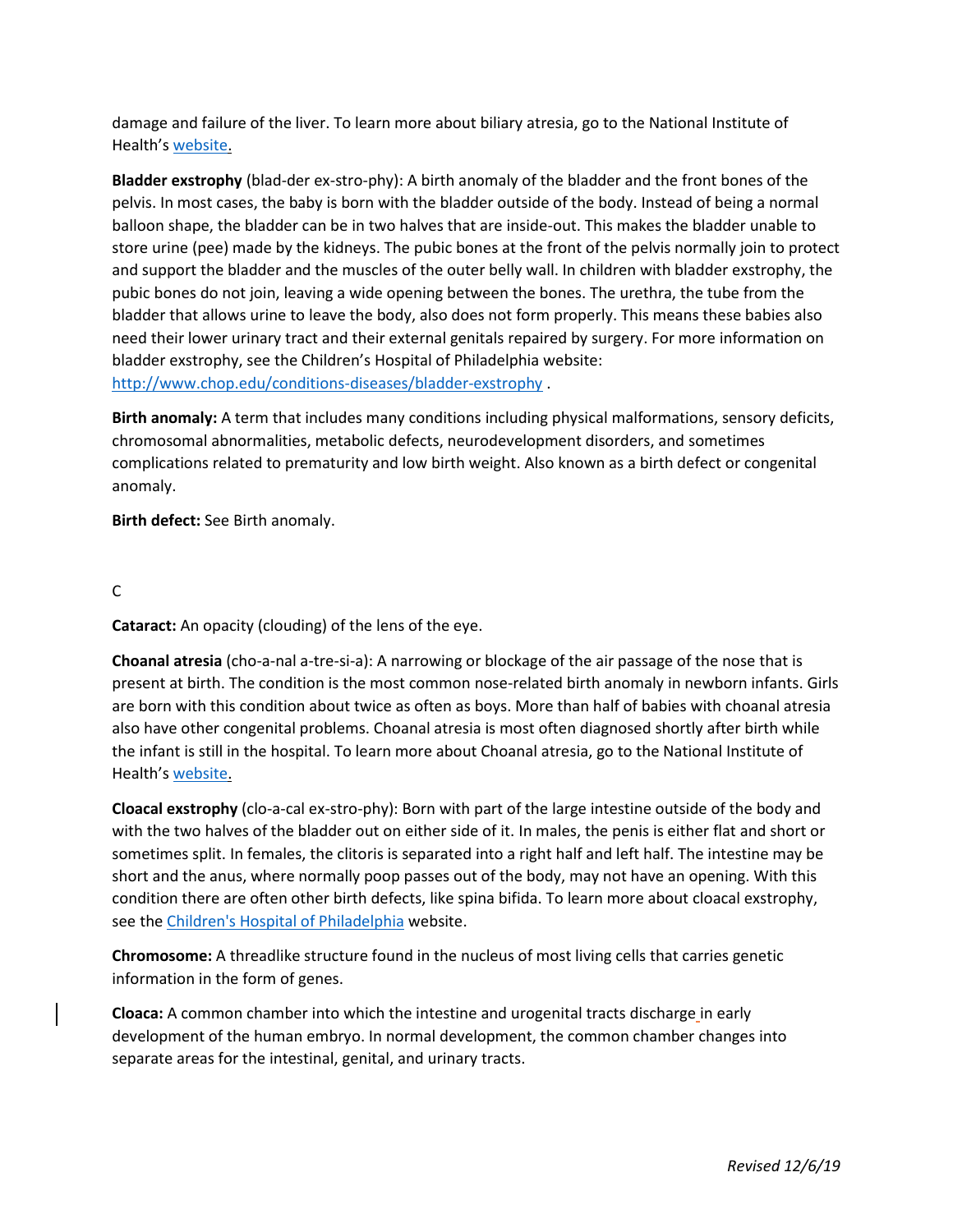damage and failure of the liver. To learn more about biliary atresia, go to the National Institute of Health's [website](#).

**Bladder exstrophy** (blad-der ex-stro-phy): A birth anomaly of the bladder and the front bones of the pelvis. In most cases, the baby is born with the bladder outside of the body. Instead of being a normal balloon shape, the bladder can be in two halves that are inside-out. This makes the bladder unable to store urine (pee) made by the kidneys. The pubic bones at the front of the pelvis normally join to protect and support the bladder and the muscles of the outer belly wall. In children with bladder exstrophy, the pubic bones do not join, leaving a wide opening between the bones. The urethra, the tube from the bladder that allows urine to leave the body, also does not form properly. This means these babies also need their lower urinary tract and their external genitals repaired by surgery. For more information on bladder exstrophy, see the Children's Hospital of Philadelphia website: http://www.chop.edu/conditions-diseases/bladder-exstrophy .

**Birth anomaly:** A term that includes many conditions including physical malformations, sensory deficits, chromosomal abnormalities, metabolic defects, neurodevelopment disorders, and sometimes complications related to prematurity and low birth weight. Also known as a birth defect or congenital anomaly.

**Birth defect:** See Birth anomaly.

## C

**Cataract:** An opacity (clouding) of the lens of the eye.

**Choanal atresia** (cho-a-nal a-tre-si-a): A narrowing or blockage of the air passage of the nose that is present at birth. The condition is the most common nose-related birth anomaly in newborn infants. Girls are born with this condition about twice as often as boys. More than half of babies with choanal atresia also have other congenital problems. Choanal atresia is most often diagnosed shortly after birth while the infant is still in the hospital. To learn more about Choanal atresia, go to the National Institute of Health's [website](#).

**Cloacal exstrophy** (clo-a-cal ex-stro-phy): Born with part of the large intestine outside of the body and with the two halves of the bladder out on either side of it. In males, the penis is either flat and short or sometimes split. In females, the clitoris is separated into a right half and left half. The intestine may be short and the anus, where normally poop passes out of the body, may not have an opening. With this condition there are often other birth defects, like spina bifida. To learn more about cloacal exstrophy, see the [Children's Hospital of Philadelphia](#) website.

**Chromosome:** A threadlike structure found in the nucleus of most living cells that carries genetic information in the form of genes.

**Cloaca:** A common chamber into which the intestine and urogenital tracts discharge in early development of the human embryo. In normal development, the common chamber changes into separate areas for the intestinal, genital, and urinary tracts.

*Revised 12/6/19*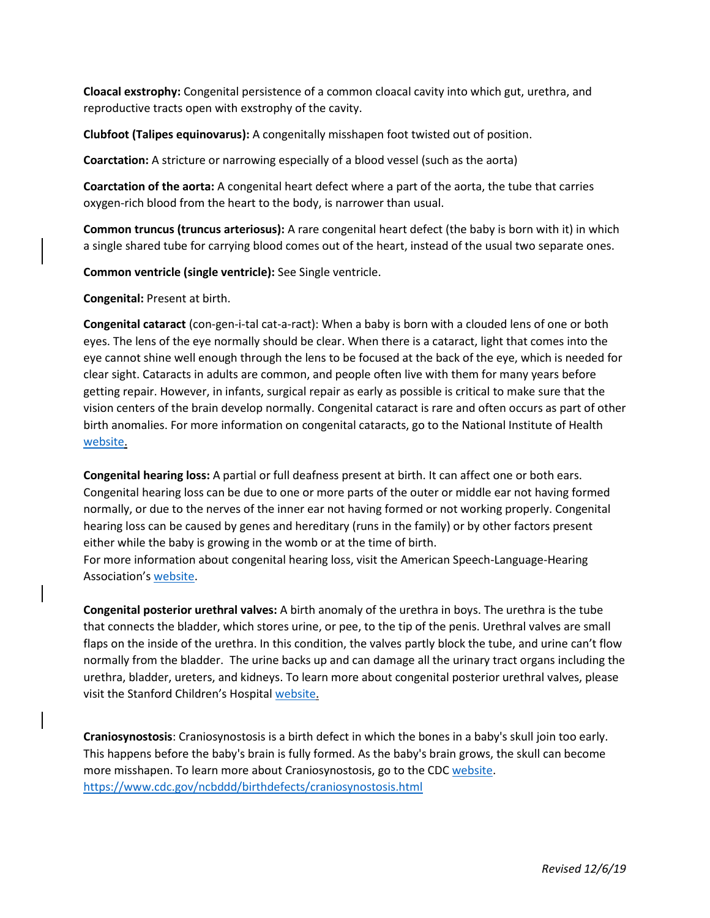**Cloacal exstrophy:** Congenital persistence of a common cloacal cavity into which gut, urethra, and reproductive tracts open with exstrophy of the cavity.

**Clubfoot (Talipes equinovarus):** A congenitally misshapen foot twisted out of position.

**Coarctation:** A stricture or narrowing especially of a blood vessel (such as the aorta)

**Coarctation of the aorta:** A congenital heart defect where a part of the aorta, the tube that carries oxygen-rich blood from the heart to the body, is narrower than usual.

**Common truncus (truncus arteriosus):** A rare congenital heart defect (the baby is born with it) in which a single shared tube for carrying blood comes out of the heart, instead of the usual two separate ones.

**Common ventricle (single ventricle):** See Single ventricle.

**Congenital:** Present at birth.

**Congenital cataract** (con-gen-i-tal cat-a-ract): When a baby is born with a clouded lens of one or both eyes. The lens of the eye normally should be clear. When there is a cataract, light that comes into the eye cannot shine well enough through the lens to be focused at the back of the eye, which is needed for clear sight. Cataracts in adults are common, and people often live with them for many years before getting repair. However, in infants, surgical repair as early as possible is critical to make sure that the vision centers of the brain develop normally. Congenital cataract is rare and often occurs as part of other birth anomalies. For more information on congenital cataracts, go to the National Institute of Health website.

**Congenital hearing loss:** A partial or full deafness present at birth. It can affect one or both ears. Congenital hearing loss can be due to one or more parts of the outer or middle ear not having formed normally, or due to the nerves of the inner ear not having formed or not working properly. Congenital hearing loss can be caused by genes and hereditary (runs in the family) or by other factors present either while the baby is growing in the womb or at the time of birth.
For more information about congenital hearing loss, visit the American Speech-Language-Hearing Association's website.

**Congenital posterior urethral valves:** A birth anomaly of the urethra in boys. The urethra is the tube that connects the bladder, which stores urine, or pee, to the tip of the penis. Urethral valves are small flaps on the inside of the urethra. In this condition, the valves partly block the tube, and urine can't flow normally from the bladder. The urine backs up and can damage all the urinary tract organs including the urethra, bladder, ureters, and kidneys. To learn more about congenital posterior urethral valves, please visit the Stanford Children's Hospital website.

**Craniosynostosis**: Craniosynostosis is a birth defect in which the bones in a baby's skull join too early. This happens before the baby's brain is fully formed. As the baby's brain grows, the skull can become more misshapen. To learn more about Craniosynostosis, go to the CDC website.
https://www.cdc.gov/ncbddd/birthdefects/craniosynostosis.html

*Revised 12/6/19*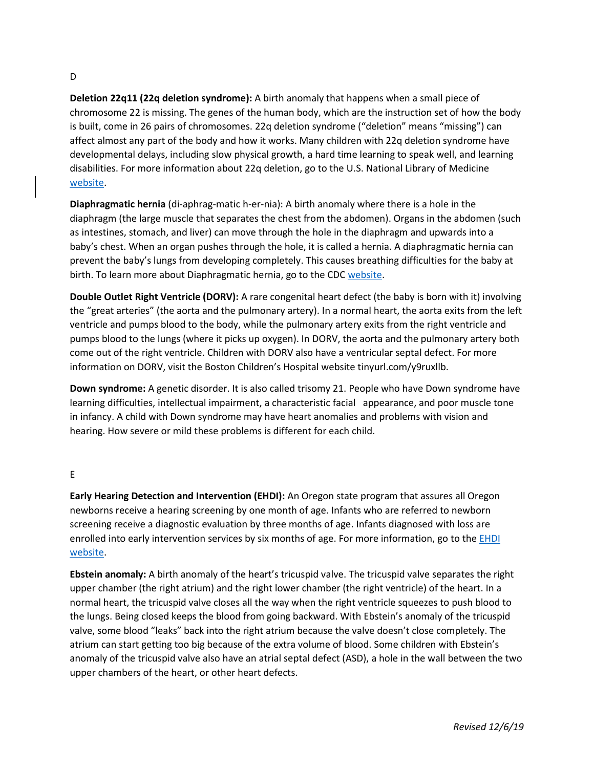## D

**Deletion 22q11 (22q deletion syndrome):** A birth anomaly that happens when a small piece of chromosome 22 is missing. The genes of the human body, which are the instruction set of how the body is built, come in 26 pairs of chromosomes. 22q deletion syndrome ("deletion" means "missing") can affect almost any part of the body and how it works. Many children with 22q deletion syndrome have developmental delays, including slow physical growth, a hard time learning to speak well, and learning disabilities. For more information about 22q deletion, go to the U.S. National Library of Medicine website.

**Diaphragmatic hernia** (di-aphrag-matic h-er-nia): A birth anomaly where there is a hole in the diaphragm (the large muscle that separates the chest from the abdomen). Organs in the abdomen (such as intestines, stomach, and liver) can move through the hole in the diaphragm and upwards into a baby's chest. When an organ pushes through the hole, it is called a hernia. A diaphragmatic hernia can prevent the baby's lungs from developing completely. This causes breathing difficulties for the baby at birth. To learn more about Diaphragmatic hernia, go to the CDC website.

**Double Outlet Right Ventricle (DORV):** A rare congenital heart defect (the baby is born with it) involving the "great arteries" (the aorta and the pulmonary artery). In a normal heart, the aorta exits from the left ventricle and pumps blood to the body, while the pulmonary artery exits from the right ventricle and pumps blood to the lungs (where it picks up oxygen). In DORV, the aorta and the pulmonary artery both come out of the right ventricle. Children with DORV also have a ventricular septal defect. For more information on DORV, visit the Boston Children's Hospital website tinyurl.com/y9ruxllb.

**Down syndrome:** A genetic disorder. It is also called trisomy 21. People who have Down syndrome have learning difficulties, intellectual impairment, a characteristic facial appearance, and poor muscle tone in infancy. A child with Down syndrome may have heart anomalies and problems with vision and hearing. How severe or mild these problems is different for each child.

## E

**Early Hearing Detection and Intervention (EHDI):** An Oregon state program that assures all Oregon newborns receive a hearing screening by one month of age. Infants who are referred to newborn screening receive a diagnostic evaluation by three months of age. Infants diagnosed with loss are enrolled into early intervention services by six months of age. For more information, go to the EHDI website.

**Ebstein anomaly:** A birth anomaly of the heart's tricuspid valve. The tricuspid valve separates the right upper chamber (the right atrium) and the right lower chamber (the right ventricle) of the heart. In a normal heart, the tricuspid valve closes all the way when the right ventricle squeezes to push blood to the lungs. Being closed keeps the blood from going backward. With Ebstein's anomaly of the tricuspid valve, some blood "leaks" back into the right atrium because the valve doesn't close completely. The atrium can start getting too big because of the extra volume of blood. Some children with Ebstein's anomaly of the tricuspid valve also have an atrial septal defect (ASD), a hole in the wall between the two upper chambers of the heart, or other heart defects.

*Revised 12/6/19*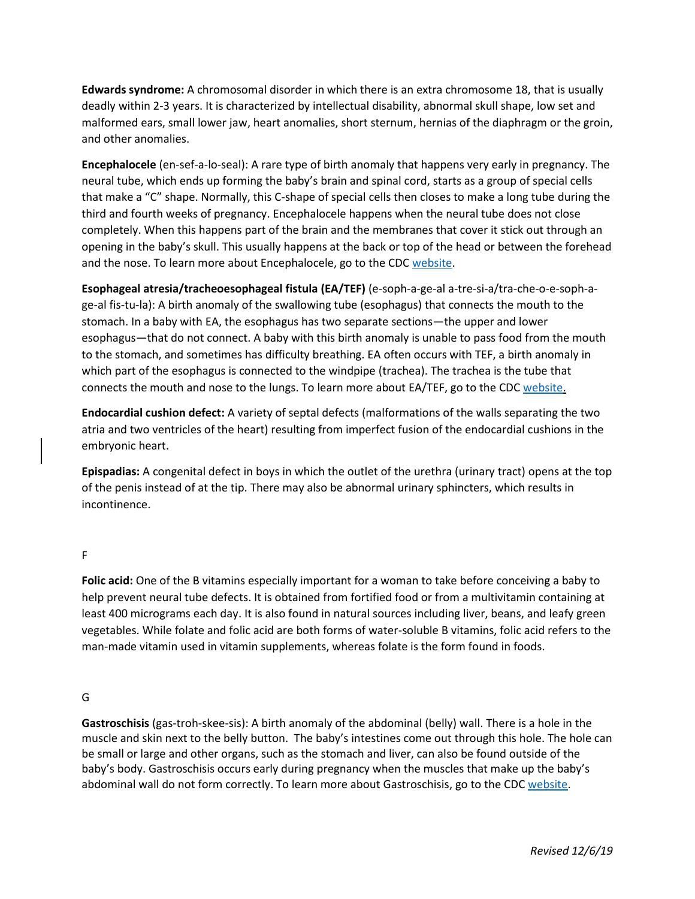**Edwards syndrome:** A chromosomal disorder in which there is an extra chromosome 18, that is usually deadly within 2-3 years. It is characterized by intellectual disability, abnormal skull shape, low set and malformed ears, small lower jaw, heart anomalies, short sternum, hernias of the diaphragm or the groin, and other anomalies.

**Encephalocele** (en-sef-a-lo-seal): A rare type of birth anomaly that happens very early in pregnancy. The neural tube, which ends up forming the baby's brain and spinal cord, starts as a group of special cells that make a "C" shape. Normally, this C-shape of special cells then closes to make a long tube during the third and fourth weeks of pregnancy. Encephalocele happens when the neural tube does not close completely. When this happens part of the brain and the membranes that cover it stick out through an opening in the baby's skull. This usually happens at the back or top of the head or between the forehead and the nose. To learn more about Encephalocele, go to the CDC website.

**Esophageal atresia/tracheoesophageal fistula (EA/TEF)** (e-soph-a-ge-al a-tre-si-a/tra-che-o-e-soph-a-ge-al fis-tu-la): A birth anomaly of the swallowing tube (esophagus) that connects the mouth to the stomach. In a baby with EA, the esophagus has two separate sections—the upper and lower esophagus—that do not connect. A baby with this birth anomaly is unable to pass food from the mouth to the stomach, and sometimes has difficulty breathing. EA often occurs with TEF, a birth anomaly in which part of the esophagus is connected to the windpipe (trachea). The trachea is the tube that connects the mouth and nose to the lungs. To learn more about EA/TEF, go to the CDC website.

**Endocardial cushion defect:** A variety of septal defects (malformations of the walls separating the two atria and two ventricles of the heart) resulting from imperfect fusion of the endocardial cushions in the embryonic heart.

**Epispadias:** A congenital defect in boys in which the outlet of the urethra (urinary tract) opens at the top of the penis instead of at the tip. There may also be abnormal urinary sphincters, which results in incontinence.

## F

**Folic acid:** One of the B vitamins especially important for a woman to take before conceiving a baby to help prevent neural tube defects. It is obtained from fortified food or from a multivitamin containing at least 400 micrograms each day. It is also found in natural sources including liver, beans, and leafy green vegetables. While folate and folic acid are both forms of water-soluble B vitamins, folic acid refers to the man-made vitamin used in vitamin supplements, whereas folate is the form found in foods.

## G

**Gastroschisis** (gas-troh-skee-sis): A birth anomaly of the abdominal (belly) wall. There is a hole in the muscle and skin next to the belly button. The baby's intestines come out through this hole. The hole can be small or large and other organs, such as the stomach and liver, can also be found outside of the baby's body. Gastroschisis occurs early during pregnancy when the muscles that make up the baby's abdominal wall do not form correctly. To learn more about Gastroschisis, go to the CDC website.

*Revised 12/6/19*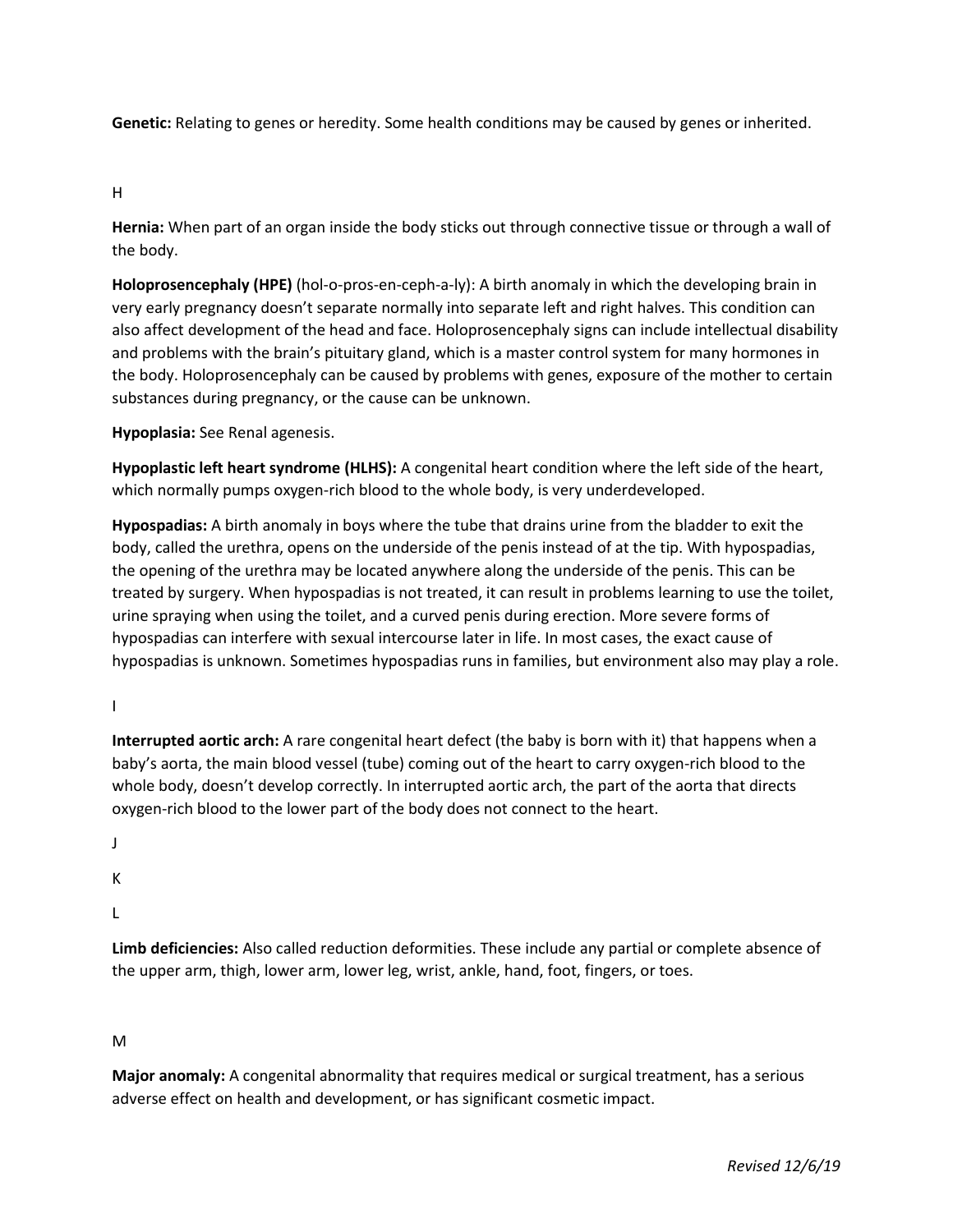**Genetic:** Relating to genes or heredity. Some health conditions may be caused by genes or inherited.

## H

**Hernia:** When part of an organ inside the body sticks out through connective tissue or through a wall of the body.

**Holoprosencephaly (HPE)** (hol-o-pros-en-ceph-a-ly): A birth anomaly in which the developing brain in very early pregnancy doesn't separate normally into separate left and right halves. This condition can also affect development of the head and face. Holoprosencephaly signs can include intellectual disability and problems with the brain's pituitary gland, which is a master control system for many hormones in the body. Holoprosencephaly can be caused by problems with genes, exposure of the mother to certain substances during pregnancy, or the cause can be unknown.

**Hypoplasia:** See Renal agenesis.

**Hypoplastic left heart syndrome (HLHS):** A congenital heart condition where the left side of the heart, which normally pumps oxygen-rich blood to the whole body, is very underdeveloped.

**Hypospadias:** A birth anomaly in boys where the tube that drains urine from the bladder to exit the body, called the urethra, opens on the underside of the penis instead of at the tip. With hypospadias, the opening of the urethra may be located anywhere along the underside of the penis. This can be treated by surgery. When hypospadias is not treated, it can result in problems learning to use the toilet, urine spraying when using the toilet, and a curved penis during erection. More severe forms of hypospadias can interfere with sexual intercourse later in life. In most cases, the exact cause of hypospadias is unknown. Sometimes hypospadias runs in families, but environment also may play a role.

## I

**Interrupted aortic arch:** A rare congenital heart defect (the baby is born with it) that happens when a baby's aorta, the main blood vessel (tube) coming out of the heart to carry oxygen-rich blood to the whole body, doesn't develop correctly. In interrupted aortic arch, the part of the aorta that directs oxygen-rich blood to the lower part of the body does not connect to the heart.

## J

## K

## L

**Limb deficiencies:** Also called reduction deformities. These include any partial or complete absence of the upper arm, thigh, lower arm, lower leg, wrist, ankle, hand, foot, fingers, or toes.

## M

**Major anomaly:** A congenital abnormality that requires medical or surgical treatment, has a serious adverse effect on health and development, or has significant cosmetic impact.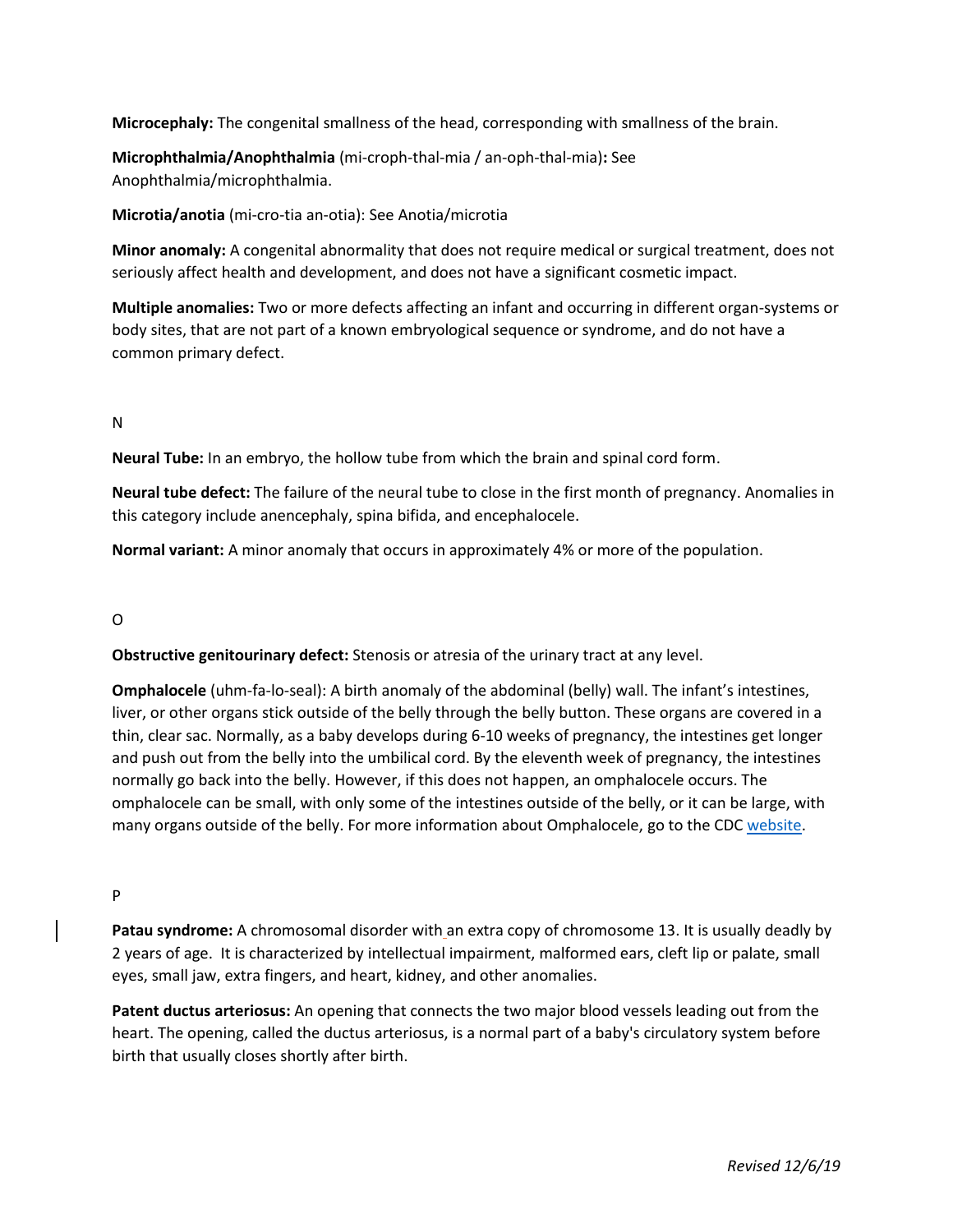**Microcephaly:** The congenital smallness of the head, corresponding with smallness of the brain.

**Microphthalmia/Anophthalmia** (mi-croph-thal-mia / an-oph-thal-mia)**:** See Anophthalmia/microphthalmia.

**Microtia/anotia** (mi-cro-tia an-otia): See Anotia/microtia

**Minor anomaly:** A congenital abnormality that does not require medical or surgical treatment, does not seriously affect health and development, and does not have a significant cosmetic impact.

**Multiple anomalies:** Two or more defects affecting an infant and occurring in different organ-systems or body sites, that are not part of a known embryological sequence or syndrome, and do not have a common primary defect.

N

**Neural Tube:** In an embryo, the hollow tube from which the brain and spinal cord form.

**Neural tube defect:** The failure of the neural tube to close in the first month of pregnancy. Anomalies in this category include anencephaly, spina bifida, and encephalocele.

**Normal variant:** A minor anomaly that occurs in approximately 4% or more of the population.

O

**Obstructive genitourinary defect:** Stenosis or atresia of the urinary tract at any level.

**Omphalocele** (uhm-fa-lo-seal): A birth anomaly of the abdominal (belly) wall. The infant's intestines, liver, or other organs stick outside of the belly through the belly button. These organs are covered in a thin, clear sac. Normally, as a baby develops during 6-10 weeks of pregnancy, the intestines get longer and push out from the belly into the umbilical cord. By the eleventh week of pregnancy, the intestines normally go back into the belly. However, if this does not happen, an omphalocele occurs. The omphalocele can be small, with only some of the intestines outside of the belly, or it can be large, with many organs outside of the belly. For more information about Omphalocele, go to the CDC website.

P

**Patau syndrome:** A chromosomal disorder with an extra copy of chromosome 13. It is usually deadly by 2 years of age. It is characterized by intellectual impairment, malformed ears, cleft lip or palate, small eyes, small jaw, extra fingers, and heart, kidney, and other anomalies.

**Patent ductus arteriosus:** An opening that connects the two major blood vessels leading out from the heart. The opening, called the ductus arteriosus, is a normal part of a baby's circulatory system before birth that usually closes shortly after birth.

*Revised 12/6/19*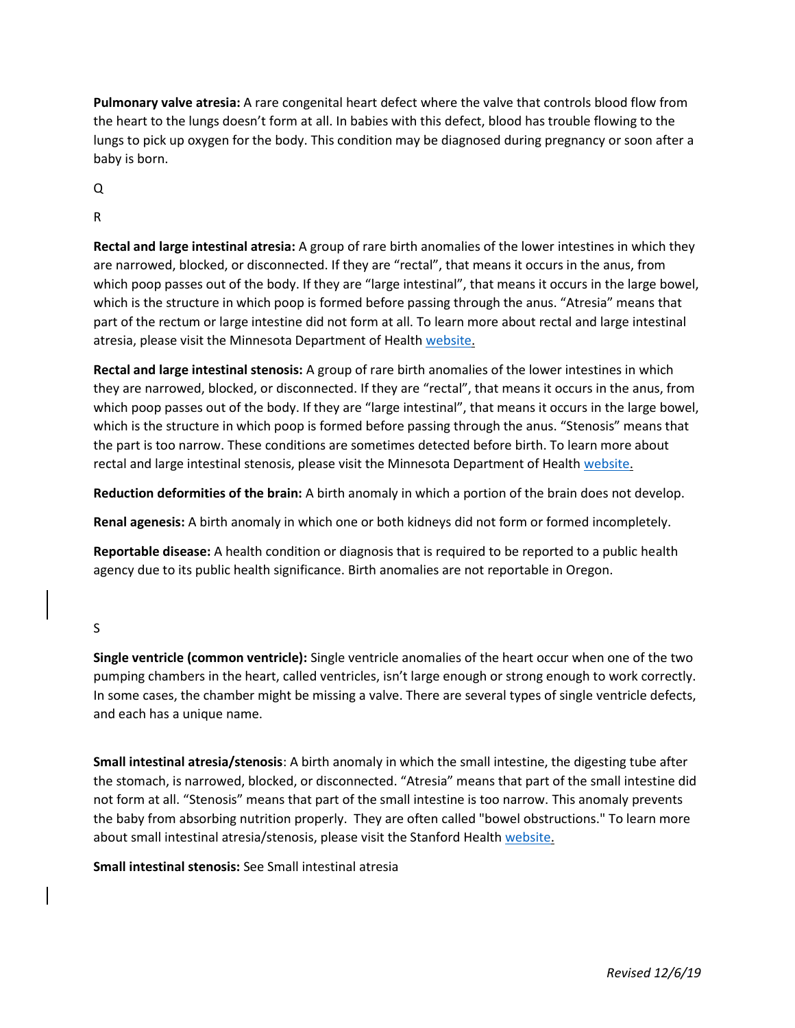**Pulmonary valve atresia:** A rare congenital heart defect where the valve that controls blood flow from the heart to the lungs doesn't form at all. In babies with this defect, blood has trouble flowing to the lungs to pick up oxygen for the body. This condition may be diagnosed during pregnancy or soon after a baby is born.

Q

R

**Rectal and large intestinal atresia:** A group of rare birth anomalies of the lower intestines in which they are narrowed, blocked, or disconnected. If they are "rectal", that means it occurs in the anus, from which poop passes out of the body. If they are "large intestinal", that means it occurs in the large bowel, which is the structure in which poop is formed before passing through the anus. "Atresia" means that part of the rectum or large intestine did not form at all. To learn more about rectal and large intestinal atresia, please visit the Minnesota Department of Health website.

**Rectal and large intestinal stenosis:** A group of rare birth anomalies of the lower intestines in which they are narrowed, blocked, or disconnected. If they are "rectal", that means it occurs in the anus, from which poop passes out of the body. If they are "large intestinal", that means it occurs in the large bowel, which is the structure in which poop is formed before passing through the anus. "Stenosis" means that the part is too narrow. These conditions are sometimes detected before birth. To learn more about rectal and large intestinal stenosis, please visit the Minnesota Department of Health website.

**Reduction deformities of the brain:** A birth anomaly in which a portion of the brain does not develop.

**Renal agenesis:** A birth anomaly in which one or both kidneys did not form or formed incompletely.

**Reportable disease:** A health condition or diagnosis that is required to be reported to a public health agency due to its public health significance. Birth anomalies are not reportable in Oregon.

S

**Single ventricle (common ventricle):** Single ventricle anomalies of the heart occur when one of the two pumping chambers in the heart, called ventricles, isn't large enough or strong enough to work correctly. In some cases, the chamber might be missing a valve. There are several types of single ventricle defects, and each has a unique name.

**Small intestinal atresia/stenosis**: A birth anomaly in which the small intestine, the digesting tube after the stomach, is narrowed, blocked, or disconnected. "Atresia" means that part of the small intestine did not form at all. "Stenosis" means that part of the small intestine is too narrow. This anomaly prevents the baby from absorbing nutrition properly. They are often called "bowel obstructions." To learn more about small intestinal atresia/stenosis, please visit the Stanford Health website.

**Small intestinal stenosis:** See Small intestinal atresia

*Revised 12/6/19*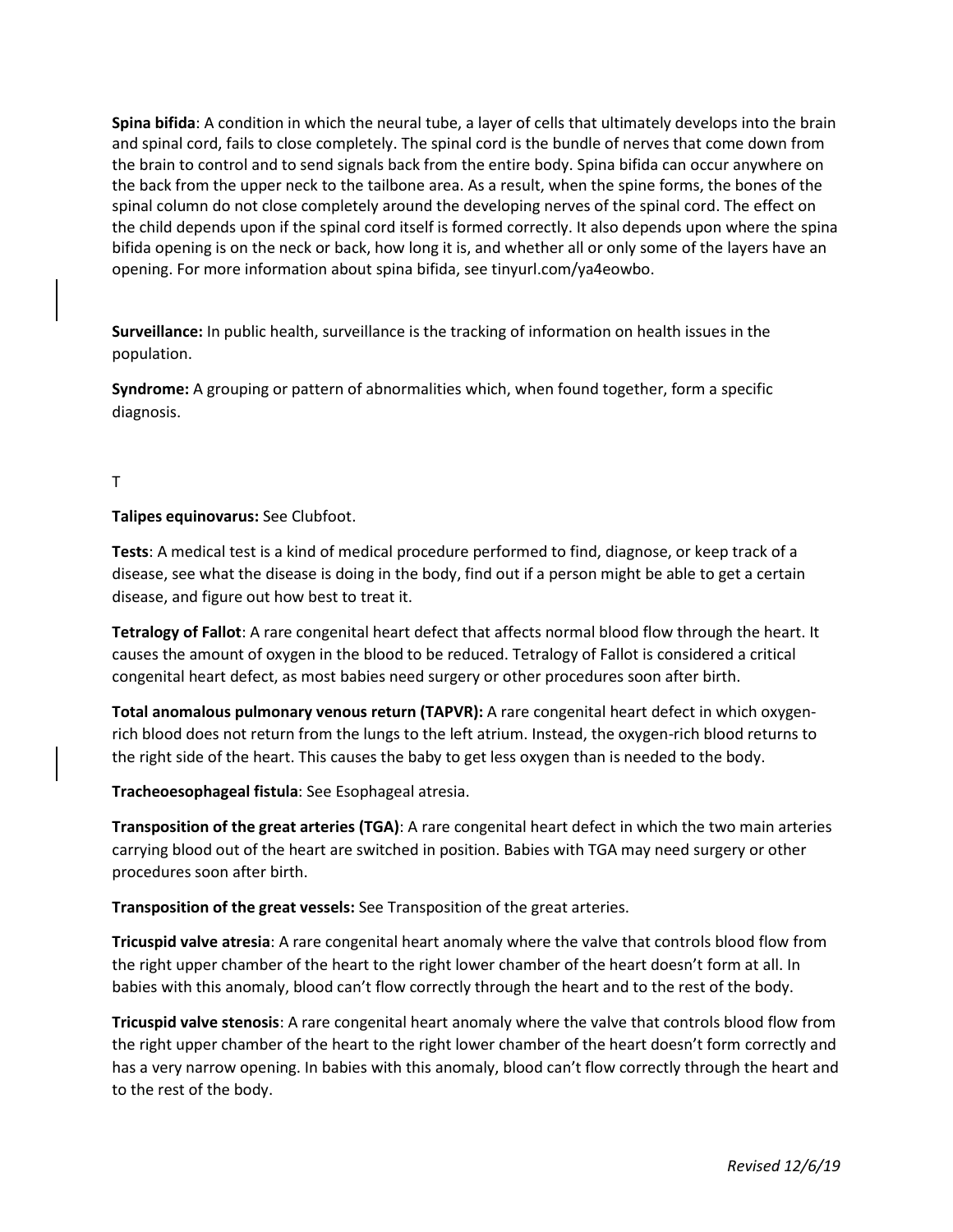**Spina bifida**: A condition in which the neural tube, a layer of cells that ultimately develops into the brain and spinal cord, fails to close completely. The spinal cord is the bundle of nerves that come down from the brain to control and to send signals back from the entire body. Spina bifida can occur anywhere on the back from the upper neck to the tailbone area. As a result, when the spine forms, the bones of the spinal column do not close completely around the developing nerves of the spinal cord. The effect on the child depends upon if the spinal cord itself is formed correctly. It also depends upon where the spina bifida opening is on the neck or back, how long it is, and whether all or only some of the layers have an opening. For more information about spina bifida, see tinyurl.com/ya4eowbo.

**Surveillance:** In public health, surveillance is the tracking of information on health issues in the population.

**Syndrome:** A grouping or pattern of abnormalities which, when found together, form a specific diagnosis.

## T

**Talipes equinovarus:** See Clubfoot.

**Tests**: A medical test is a kind of medical procedure performed to find, diagnose, or keep track of a disease, see what the disease is doing in the body, find out if a person might be able to get a certain disease, and figure out how best to treat it.

**Tetralogy of Fallot**: A rare congenital heart defect that affects normal blood flow through the heart. It causes the amount of oxygen in the blood to be reduced. Tetralogy of Fallot is considered a critical congenital heart defect, as most babies need surgery or other procedures soon after birth.

**Total anomalous pulmonary venous return (TAPVR):** A rare congenital heart defect in which oxygen-rich blood does not return from the lungs to the left atrium. Instead, the oxygen-rich blood returns to the right side of the heart. This causes the baby to get less oxygen than is needed to the body.

**Tracheoesophageal fistula**: See Esophageal atresia.

**Transposition of the great arteries (TGA)**: A rare congenital heart defect in which the two main arteries carrying blood out of the heart are switched in position. Babies with TGA may need surgery or other procedures soon after birth.

**Transposition of the great vessels:** See Transposition of the great arteries.

**Tricuspid valve atresia**: A rare congenital heart anomaly where the valve that controls blood flow from the right upper chamber of the heart to the right lower chamber of the heart doesn't form at all. In babies with this anomaly, blood can't flow correctly through the heart and to the rest of the body.

**Tricuspid valve stenosis**: A rare congenital heart anomaly where the valve that controls blood flow from the right upper chamber of the heart to the right lower chamber of the heart doesn't form correctly and has a very narrow opening. In babies with this anomaly, blood can't flow correctly through the heart and to the rest of the body.

*Revised 12/6/19*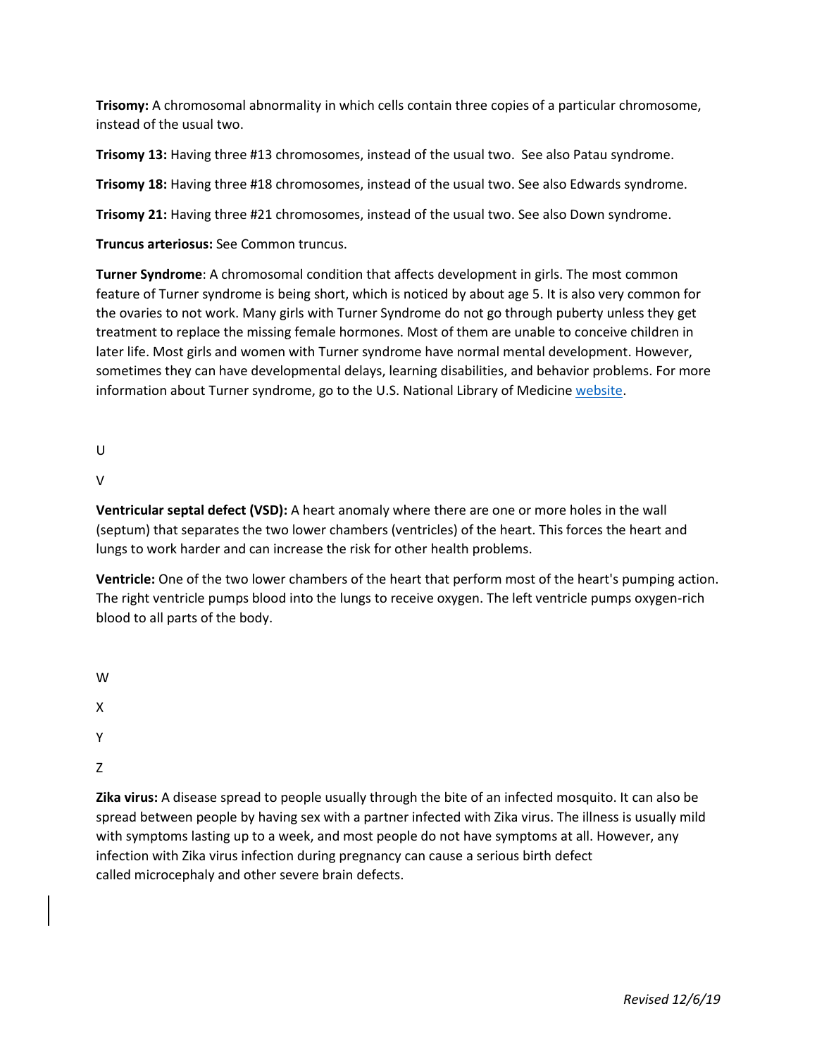**Trisomy:** A chromosomal abnormality in which cells contain three copies of a particular chromosome, instead of the usual two.

**Trisomy 13:** Having three #13 chromosomes, instead of the usual two. See also Patau syndrome.

**Trisomy 18:** Having three #18 chromosomes, instead of the usual two. See also Edwards syndrome.

**Trisomy 21:** Having three #21 chromosomes, instead of the usual two. See also Down syndrome.

**Truncus arteriosus:** See Common truncus.

**Turner Syndrome**: A chromosomal condition that affects development in girls. The most common feature of Turner syndrome is being short, which is noticed by about age 5. It is also very common for the ovaries to not work. Many girls with Turner Syndrome do not go through puberty unless they get treatment to replace the missing female hormones. Most of them are unable to conceive children in later life. Most girls and women with Turner syndrome have normal mental development. However, sometimes they can have developmental delays, learning disabilities, and behavior problems. For more information about Turner syndrome, go to the U.S. National Library of Medicine website.

U

V

**Ventricular septal defect (VSD):** A heart anomaly where there are one or more holes in the wall (septum) that separates the two lower chambers (ventricles) of the heart. This forces the heart and lungs to work harder and can increase the risk for other health problems.

**Ventricle:** One of the two lower chambers of the heart that perform most of the heart's pumping action. The right ventricle pumps blood into the lungs to receive oxygen. The left ventricle pumps oxygen-rich blood to all parts of the body.

W

X

Y

Z

**Zika virus:** A disease spread to people usually through the bite of an infected mosquito. It can also be spread between people by having sex with a partner infected with Zika virus. The illness is usually mild with symptoms lasting up to a week, and most people do not have symptoms at all. However, any infection with Zika virus infection during pregnancy can cause a serious birth defect called microcephaly and other severe brain defects.

*Revised 12/6/19*